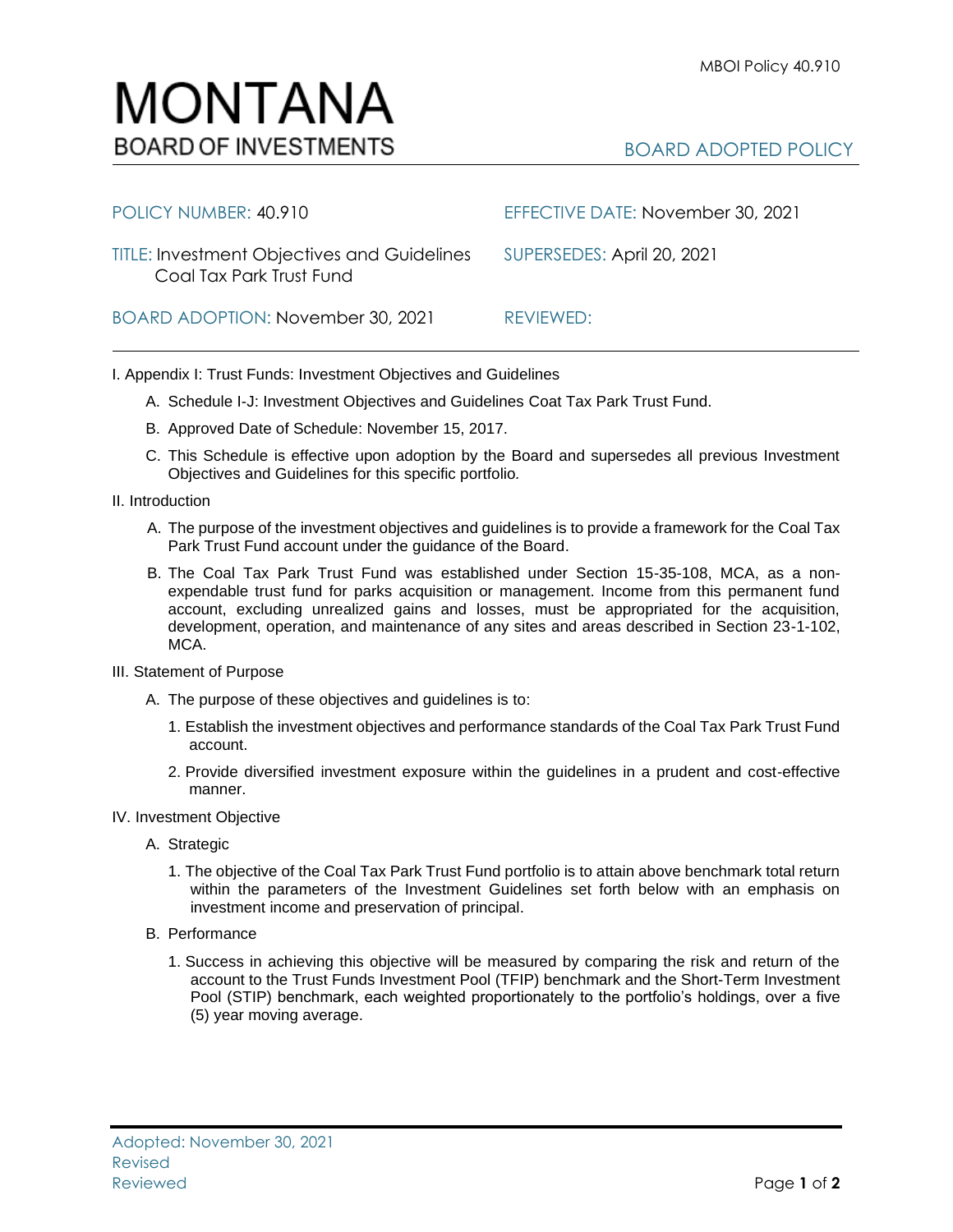MBOI Policy 40.910

# MONTANA

## BOARD OF INVESTMENTS

BOARD ADOPTED POLICY

| | |
|---|---|
| POLICY NUMBER: 40.910 | EFFECTIVE DATE: November 30, 2021 |
| TITLE: Investment Objectives and Guidelines Coal Tax Park Trust Fund | SUPERSEDES: April 20, 2021 |
| BOARD ADOPTION: November 30, 2021 | REVIEWED: |

I. Appendix I: Trust Funds: Investment Objectives and Guidelines

A. Schedule I-J: Investment Objectives and Guidelines Coat Tax Park Trust Fund.

B. Approved Date of Schedule: November 15, 2017.

C. This Schedule is effective upon adoption by the Board and supersedes all previous Investment Objectives and Guidelines for this specific portfolio.

II. Introduction

A. The purpose of the investment objectives and guidelines is to provide a framework for the Coal Tax Park Trust Fund account under the guidance of the Board.

B. The Coal Tax Park Trust Fund was established under Section 15-35-108, MCA, as a non-expendable trust fund for parks acquisition or management. Income from this permanent fund account, excluding unrealized gains and losses, must be appropriated for the acquisition, development, operation, and maintenance of any sites and areas described in Section 23-1-102, MCA.

III. Statement of Purpose

A. The purpose of these objectives and guidelines is to:

1. Establish the investment objectives and performance standards of the Coal Tax Park Trust Fund account.

2. Provide diversified investment exposure within the guidelines in a prudent and cost-effective manner.

IV. Investment Objective

A. Strategic

1. The objective of the Coal Tax Park Trust Fund portfolio is to attain above benchmark total return within the parameters of the Investment Guidelines set forth below with an emphasis on investment income and preservation of principal.

B. Performance

1. Success in achieving this objective will be measured by comparing the risk and return of the account to the Trust Funds Investment Pool (TFIP) benchmark and the Short-Term Investment Pool (STIP) benchmark, each weighted proportionately to the portfolio's holdings, over a five (5) year moving average.

Adopted: November 30, 2021
Revised
Reviewed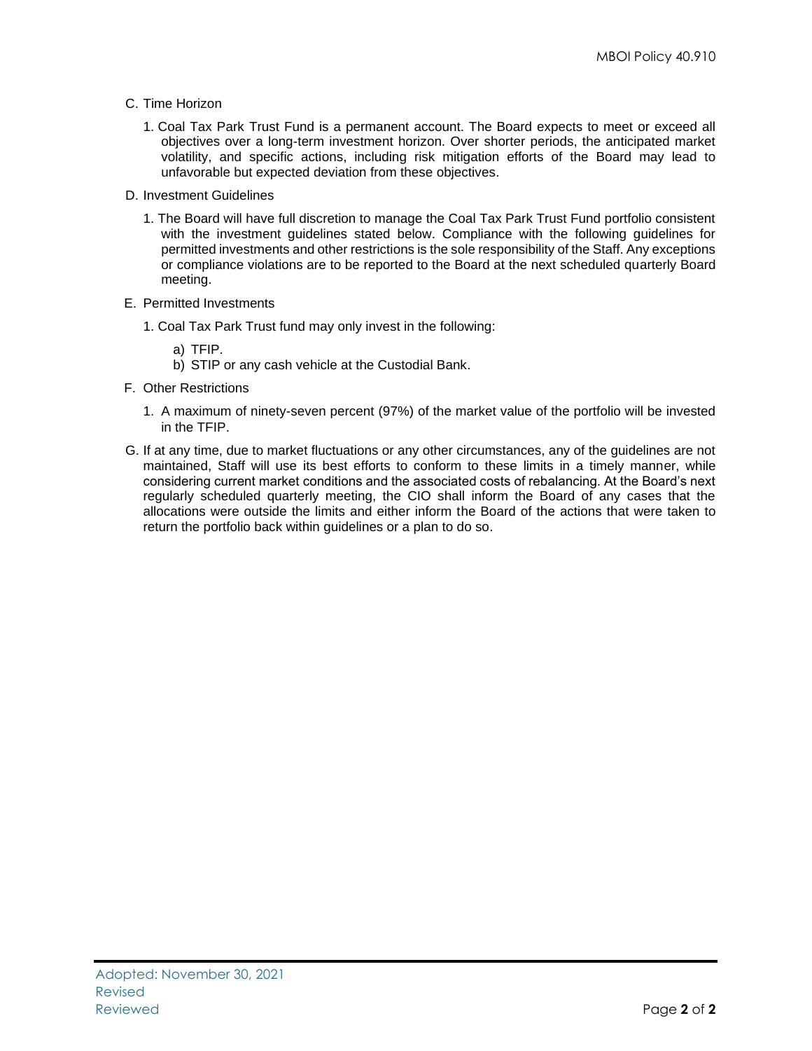C. Time Horizon

1. Coal Tax Park Trust Fund is a permanent account. The Board expects to meet or exceed all objectives over a long-term investment horizon. Over shorter periods, the anticipated market volatility, and specific actions, including risk mitigation efforts of the Board may lead to unfavorable but expected deviation from these objectives.

D. Investment Guidelines

1. The Board will have full discretion to manage the Coal Tax Park Trust Fund portfolio consistent with the investment guidelines stated below. Compliance with the following guidelines for permitted investments and other restrictions is the sole responsibility of the Staff. Any exceptions or compliance violations are to be reported to the Board at the next scheduled quarterly Board meeting.

E. Permitted Investments

1. Coal Tax Park Trust fund may only invest in the following:

   a) TFIP.
   b) STIP or any cash vehicle at the Custodial Bank.

F. Other Restrictions

1. A maximum of ninety-seven percent (97%) of the market value of the portfolio will be invested in the TFIP.

G. If at any time, due to market fluctuations or any other circumstances, any of the guidelines are not maintained, Staff will use its best efforts to conform to these limits in a timely manner, while considering current market conditions and the associated costs of rebalancing. At the Board's next regularly scheduled quarterly meeting, the CIO shall inform the Board of any cases that the allocations were outside the limits and either inform the Board of the actions that were taken to return the portfolio back within guidelines or a plan to do so.

Adopted: November 30, 2021
Revised
Reviewed